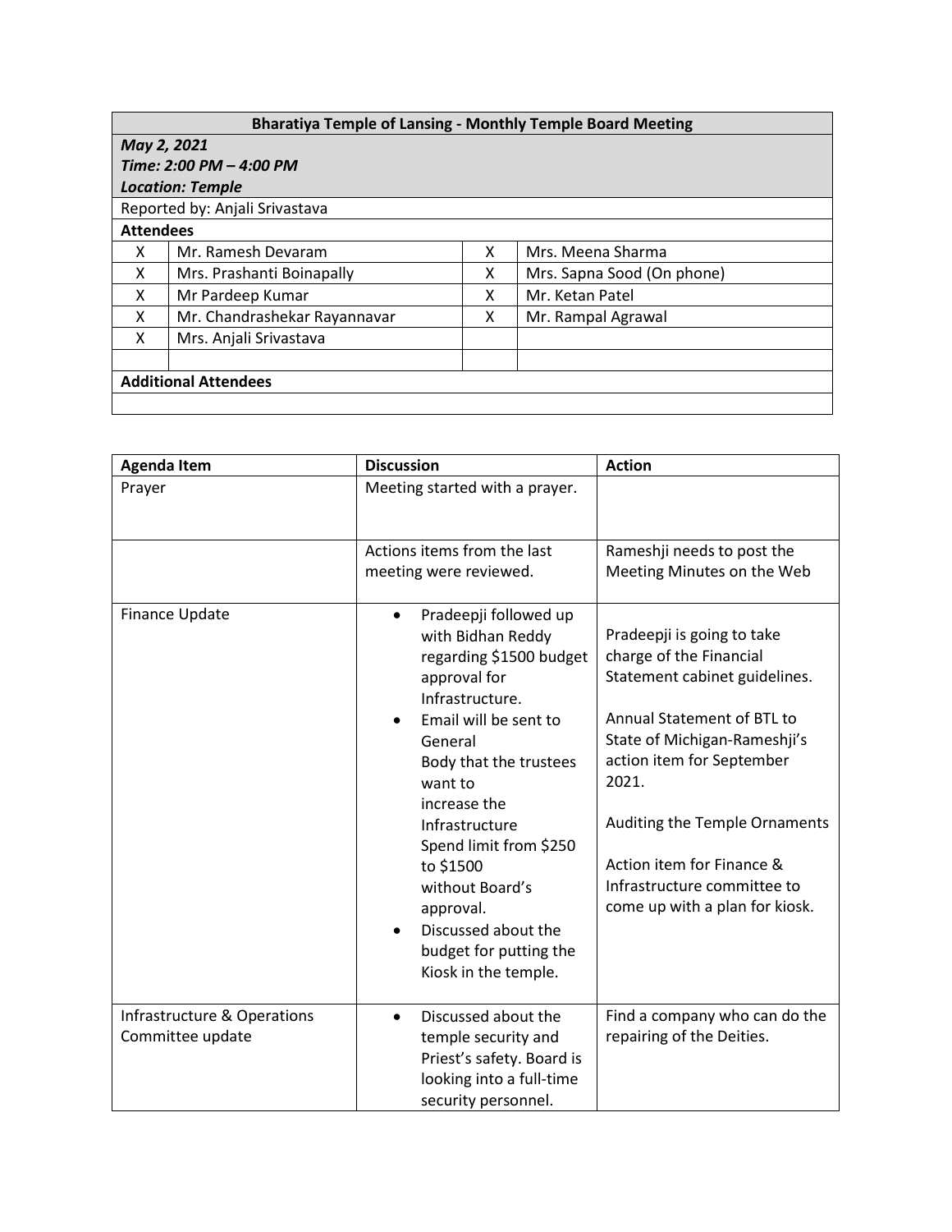| Bharatiya Temple of Lansing - Monthly Temple Board Meeting | | | |
|---|---|---|---|
| ***May 2, 2021*** <br> ***Time: 2:00 PM – 4:00 PM*** <br> ***Location: Temple*** | | | |
| Reported by: Anjali Srivastava | | | |
| **Attendees** | | | |
| X | Mr. Ramesh Devaram | X | Mrs. Meena Sharma |
| X | Mrs. Prashanti Boinapally | X | Mrs. Sapna Sood (On phone) |
| X | Mr Pardeep Kumar | X | Mr. Ketan Patel |
| X | Mr. Chandrashekar Rayannavar | X | Mr. Rampal Agrawal |
| X | Mrs. Anjali Srivastava | | |
| | | | |
| **Additional Attendees** | | | |
| | | | |

| Agenda Item | Discussion | Action |
|---|---|---|
| Prayer | Meeting started with a prayer. | |
| | Actions items from the last meeting were reviewed. | Rameshji needs to post the Meeting Minutes on the Web |
| Finance Update | • Pradeepji followed up with Bidhan Reddy regarding $1500 budget approval for Infrastructure.<br>• Email will be sent to General Body that the trustees want to increase the Infrastructure Spend limit from $250 to $1500 without Board's approval.<br>• Discussed about the budget for putting the Kiosk in the temple. | Pradeepji is going to take charge of the Financial Statement cabinet guidelines.<br><br>Annual Statement of BTL to State of Michigan-Rameshji's action item for September 2021.<br><br>Auditing the Temple Ornaments<br><br>Action item for Finance & Infrastructure committee to come up with a plan for kiosk. |
| Infrastructure & Operations Committee update | • Discussed about the temple security and Priest's safety. Board is looking into a full-time security personnel. | Find a company who can do the repairing of the Deities. |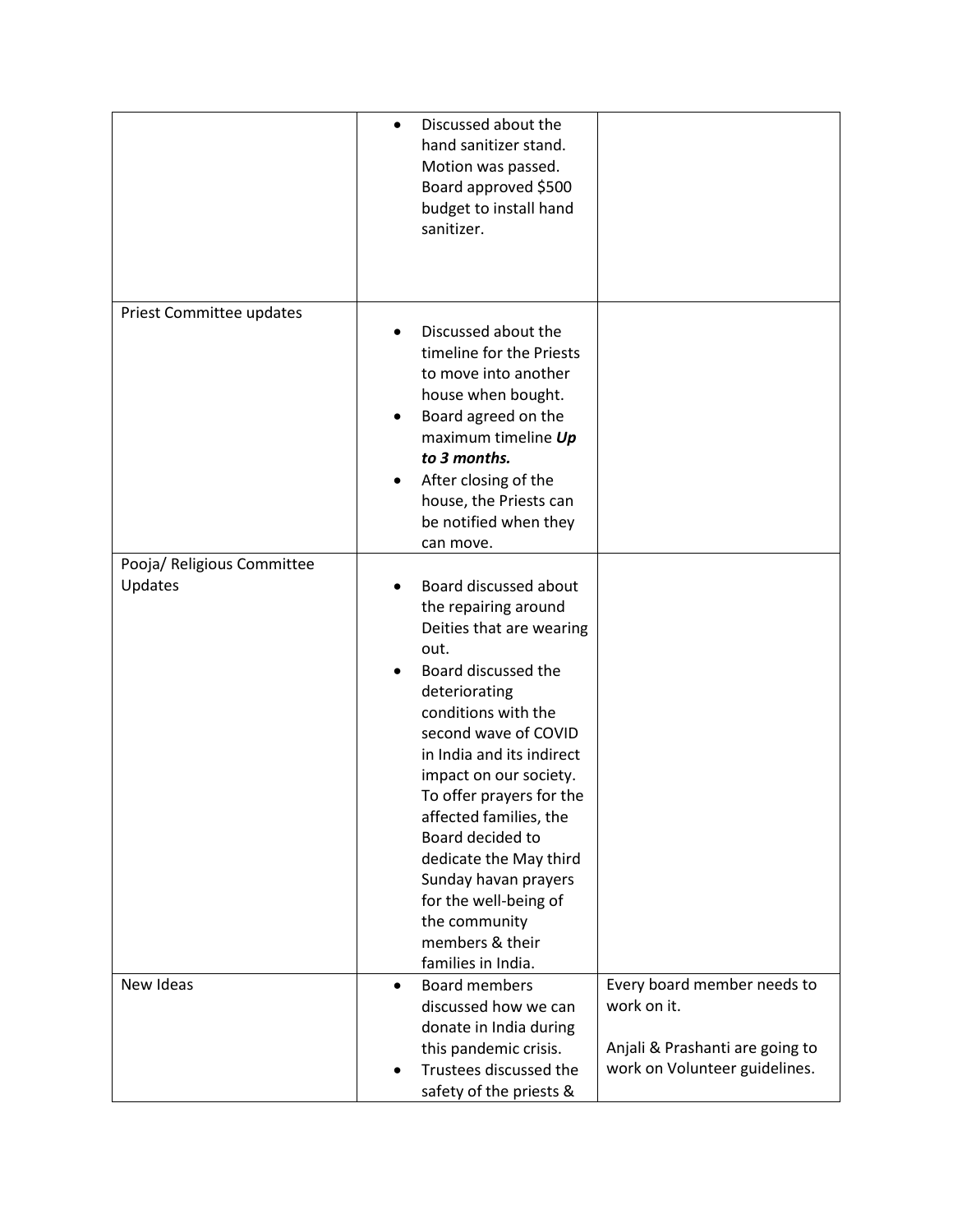| | | |
|---|---|---|
| | • Discussed about the hand sanitizer stand. Motion was passed. Board approved $500 budget to install hand sanitizer. | |
| Priest Committee updates | • Discussed about the timeline for the Priests to move into another house when bought.<br>• Board agreed on the maximum timeline ***Up to 3 months.***<br>• After closing of the house, the Priests can be notified when they can move. | |
| Pooja/ Religious Committee Updates | • Board discussed about the repairing around Deities that are wearing out.<br>• Board discussed the deteriorating conditions with the second wave of COVID in India and its indirect impact on our society. To offer prayers for the affected families, the Board decided to dedicate the May third Sunday havan prayers for the well-being of the community members & their families in India. | |
| New Ideas | • Board members discussed how we can donate in India during this pandemic crisis.<br>• Trustees discussed the safety of the priests & | Every board member needs to work on it.<br><br>Anjali & Prashanti are going to work on Volunteer guidelines. |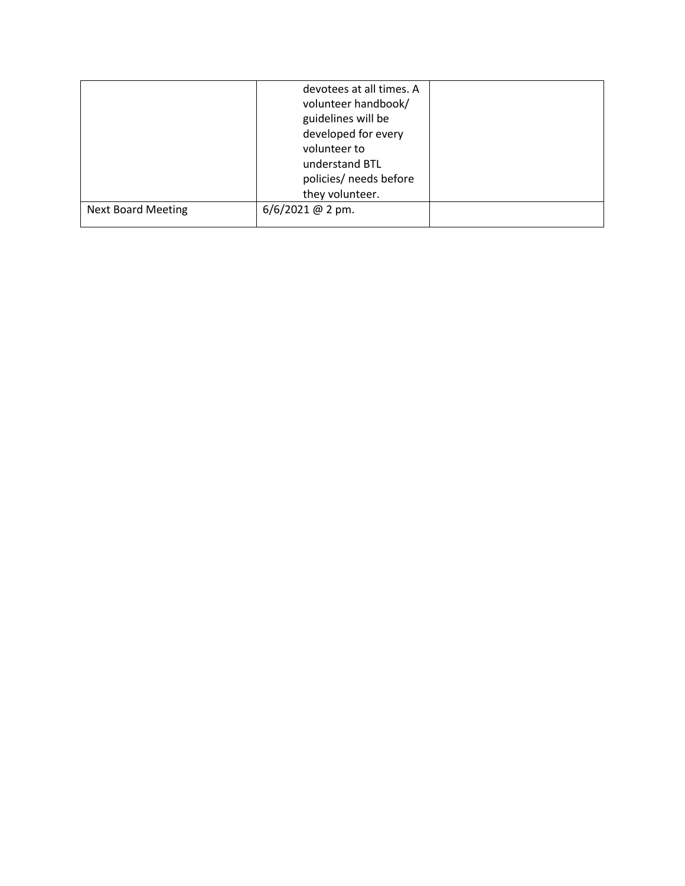| | | |
|---|---|---|
| | devotees at all times. A volunteer handbook/ guidelines will be developed for every volunteer to understand BTL policies/ needs before they volunteer. | |
| Next Board Meeting | 6/6/2021 @ 2 pm. | |